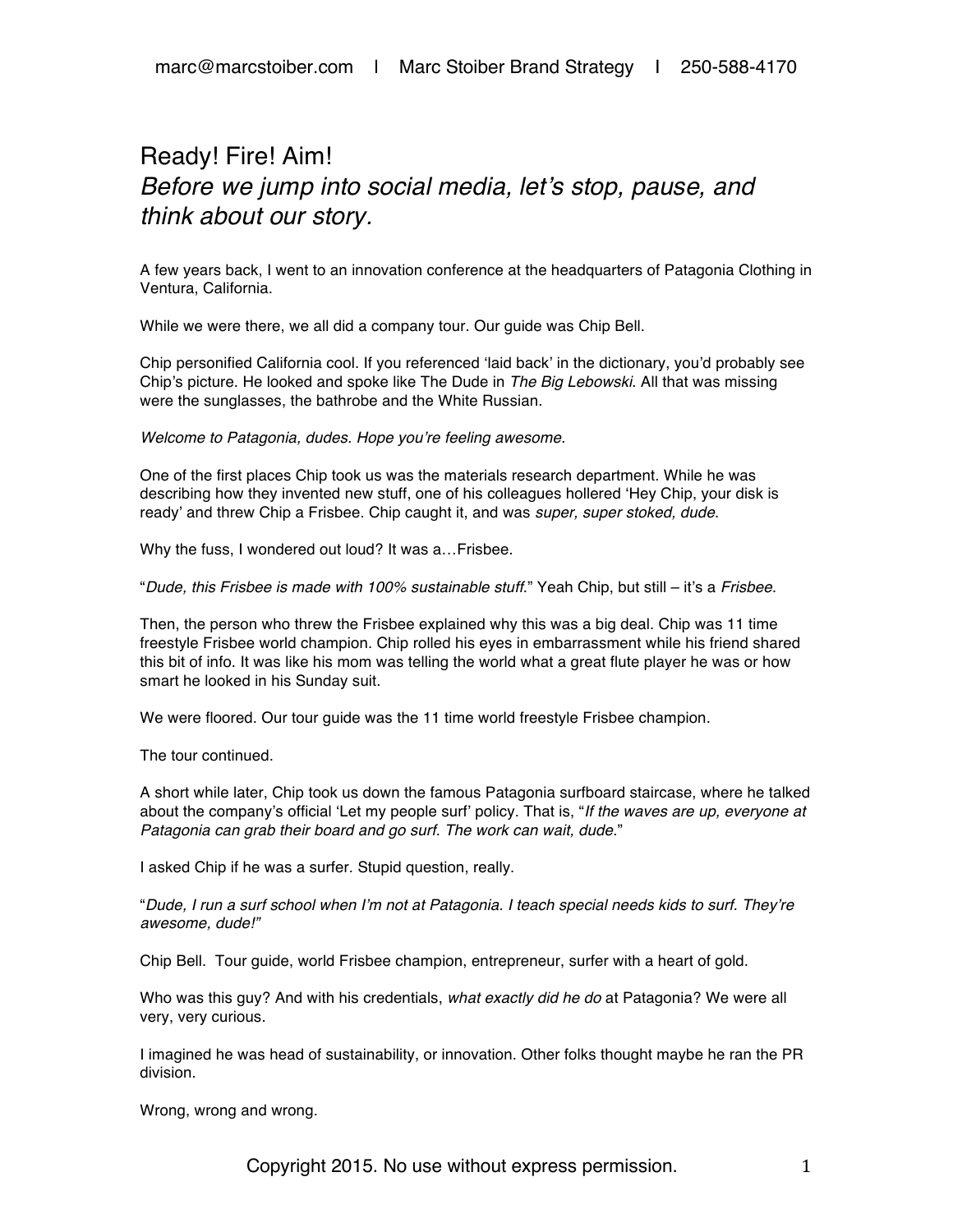# Ready! Fire! Aim!

## *Before we jump into social media, let's stop, pause, and think about our story.*

A few years back, I went to an innovation conference at the headquarters of Patagonia Clothing in Ventura, California.

While we were there, we all did a company tour. Our guide was Chip Bell.

Chip personified California cool. If you referenced 'laid back' in the dictionary, you'd probably see Chip's picture. He looked and spoke like The Dude in *The Big Lebowski*. All that was missing were the sunglasses, the bathrobe and the White Russian.

*Welcome to Patagonia, dudes. Hope you're feeling awesome.*

One of the first places Chip took us was the materials research department. While he was describing how they invented new stuff, one of his colleagues hollered 'Hey Chip, your disk is ready' and threw Chip a Frisbee. Chip caught it, and was *super, super stoked, dude*.

Why the fuss, I wondered out loud? It was a…Frisbee.

"*Dude, this Frisbee is made with 100% sustainable stuff*." Yeah Chip, but still – it's a *Frisbee.*

Then, the person who threw the Frisbee explained why this was a big deal. Chip was 11 time freestyle Frisbee world champion. Chip rolled his eyes in embarrassment while his friend shared this bit of info. It was like his mom was telling the world what a great flute player he was or how smart he looked in his Sunday suit.

We were floored. Our tour guide was the 11 time world freestyle Frisbee champion.

The tour continued.

A short while later, Chip took us down the famous Patagonia surfboard staircase, where he talked about the company's official 'Let my people surf' policy. That is, "*If the waves are up, everyone at Patagonia can grab their board and go surf. The work can wait, dude*."

I asked Chip if he was a surfer. Stupid question, really.

"*Dude, I run a surf school when I'm not at Patagonia. I teach special needs kids to surf. They're awesome, dude!*"

Chip Bell. Tour guide, world Frisbee champion, entrepreneur, surfer with a heart of gold.

Who was this guy? And with his credentials, *what exactly did he do* at Patagonia? We were all very, very curious.

I imagined he was head of sustainability, or innovation. Other folks thought maybe he ran the PR division.

Wrong, wrong and wrong.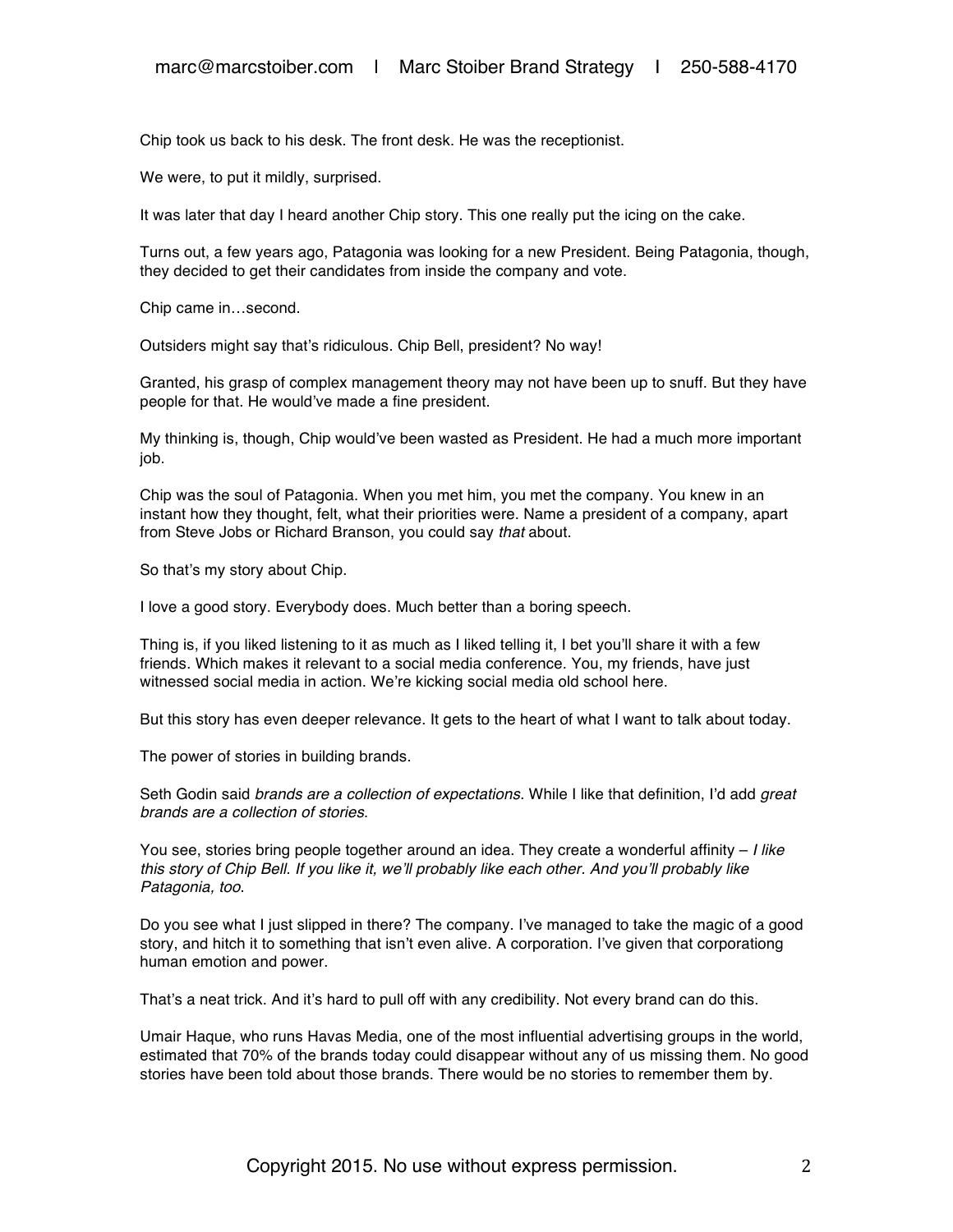Chip took us back to his desk. The front desk. He was the receptionist.

We were, to put it mildly, surprised.

It was later that day I heard another Chip story. This one really put the icing on the cake.

Turns out, a few years ago, Patagonia was looking for a new President. Being Patagonia, though, they decided to get their candidates from inside the company and vote.

Chip came in…second.

Outsiders might say that's ridiculous. Chip Bell, president? No way!

Granted, his grasp of complex management theory may not have been up to snuff. But they have people for that. He would've made a fine president.

My thinking is, though, Chip would've been wasted as President. He had a much more important job.

Chip was the soul of Patagonia. When you met him, you met the company. You knew in an instant how they thought, felt, what their priorities were. Name a president of a company, apart from Steve Jobs or Richard Branson, you could say *that* about.

So that's my story about Chip.

I love a good story. Everybody does. Much better than a boring speech.

Thing is, if you liked listening to it as much as I liked telling it, I bet you'll share it with a few friends. Which makes it relevant to a social media conference. You, my friends, have just witnessed social media in action. We're kicking social media old school here.

But this story has even deeper relevance. It gets to the heart of what I want to talk about today.

The power of stories in building brands.

Seth Godin said *brands are a collection of expectations*. While I like that definition, I'd add *great brands are a collection of stories.*

You see, stories bring people together around an idea. They create a wonderful affinity – *I like this story of Chip Bell. If you like it, we'll probably like each other. And you'll probably like Patagonia, too.*

Do you see what I just slipped in there? The company. I've managed to take the magic of a good story, and hitch it to something that isn't even alive. A corporation. I've given that corporationg human emotion and power.

That's a neat trick. And it's hard to pull off with any credibility. Not every brand can do this.

Umair Haque, who runs Havas Media, one of the most influential advertising groups in the world, estimated that 70% of the brands today could disappear without any of us missing them. No good stories have been told about those brands. There would be no stories to remember them by.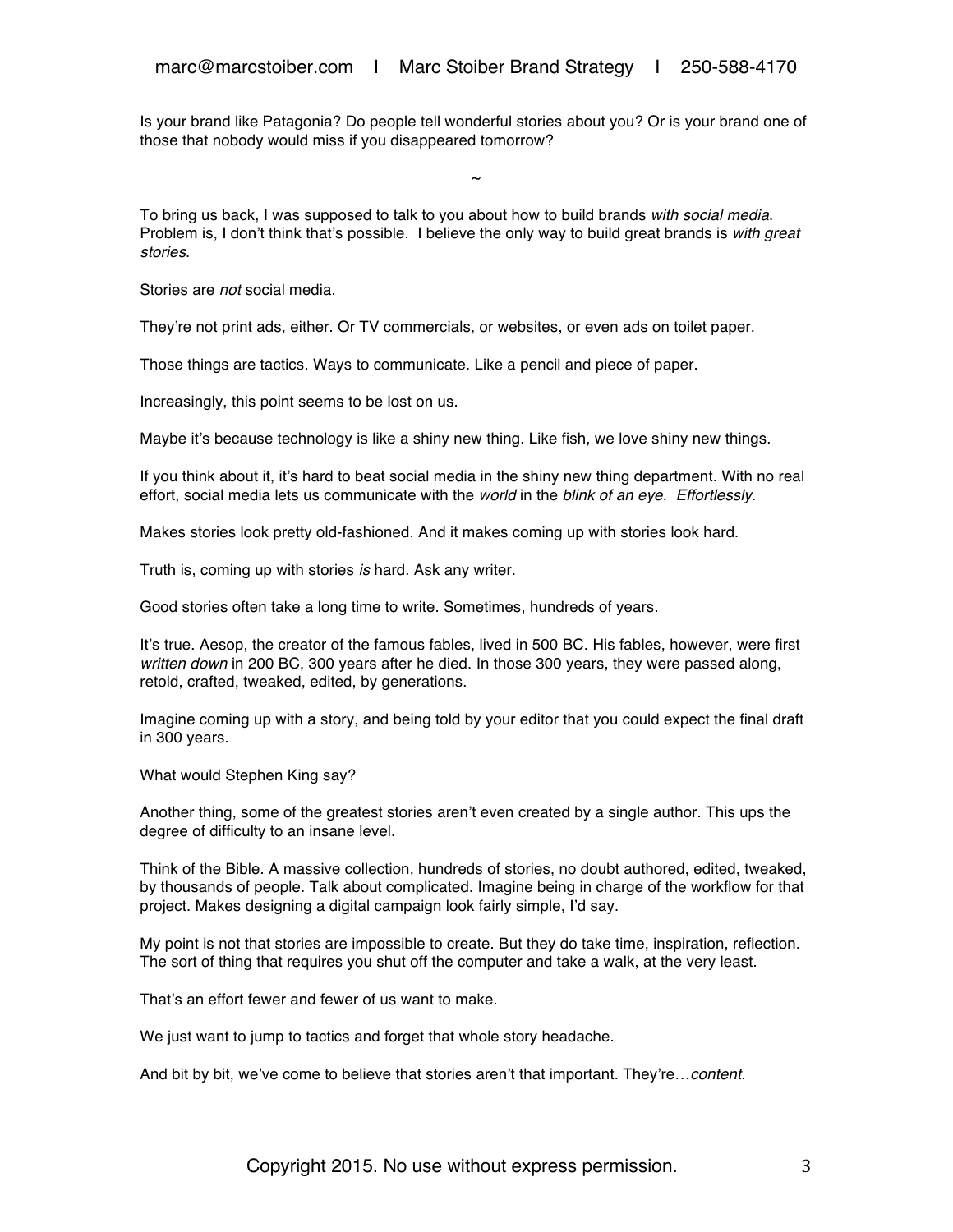Is your brand like Patagonia? Do people tell wonderful stories about you? Or is your brand one of those that nobody would miss if you disappeared tomorrow?

~

To bring us back, I was supposed to talk to you about how to build brands *with social media*. Problem is, I don't think that's possible. I believe the only way to build great brands is *with great stories*.

Stories are *not* social media.

They're not print ads, either. Or TV commercials, or websites, or even ads on toilet paper.

Those things are tactics. Ways to communicate. Like a pencil and piece of paper.

Increasingly, this point seems to be lost on us.

Maybe it's because technology is like a shiny new thing. Like fish, we love shiny new things.

If you think about it, it's hard to beat social media in the shiny new thing department. With no real effort, social media lets us communicate with the *world* in the *blink of an eye*. *Effortlessly*.

Makes stories look pretty old-fashioned. And it makes coming up with stories look hard.

Truth is, coming up with stories *is* hard. Ask any writer.

Good stories often take a long time to write. Sometimes, hundreds of years.

It's true. Aesop, the creator of the famous fables, lived in 500 BC. His fables, however, were first *written down* in 200 BC, 300 years after he died. In those 300 years, they were passed along, retold, crafted, tweaked, edited, by generations.

Imagine coming up with a story, and being told by your editor that you could expect the final draft in 300 years.

What would Stephen King say?

Another thing, some of the greatest stories aren't even created by a single author. This ups the degree of difficulty to an insane level.

Think of the Bible. A massive collection, hundreds of stories, no doubt authored, edited, tweaked, by thousands of people. Talk about complicated. Imagine being in charge of the workflow for that project. Makes designing a digital campaign look fairly simple, I'd say.

My point is not that stories are impossible to create. But they do take time, inspiration, reflection. The sort of thing that requires you shut off the computer and take a walk, at the very least.

That's an effort fewer and fewer of us want to make.

We just want to jump to tactics and forget that whole story headache.

And bit by bit, we've come to believe that stories aren't that important. They're…*content*.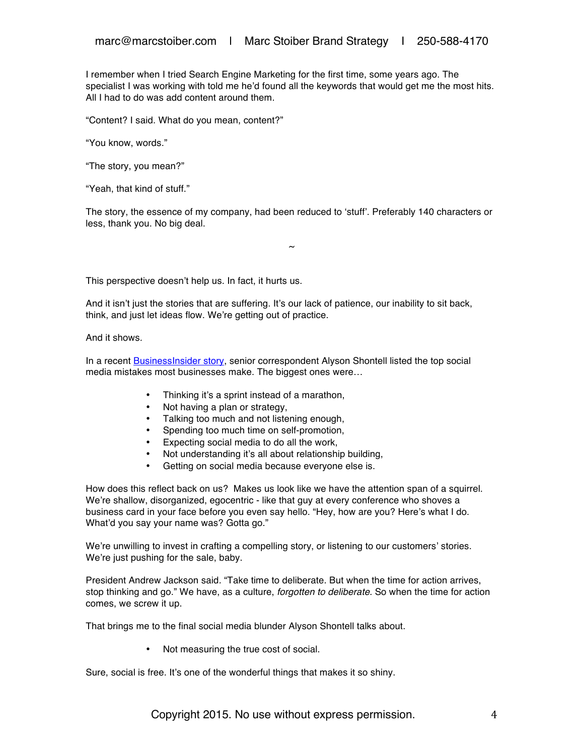I remember when I tried Search Engine Marketing for the first time, some years ago. The specialist I was working with told me he'd found all the keywords that would get me the most hits. All I had to do was add content around them.

"Content? I said. What do you mean, content?"

"You know, words."

"The story, you mean?"

"Yeah, that kind of stuff."

The story, the essence of my company, had been reduced to 'stuff'. Preferably 140 characters or less, thank you. No big deal.

~

This perspective doesn't help us. In fact, it hurts us.

And it isn't just the stories that are suffering. It's our lack of patience, our inability to sit back, think, and just let ideas flow. We're getting out of practice.

And it shows.

In a recent BusinessInsider story, senior correspondent Alyson Shontell listed the top social media mistakes most businesses make. The biggest ones were…

- Thinking it's a sprint instead of a marathon,
- Not having a plan or strategy,
- Talking too much and not listening enough,
- Spending too much time on self-promotion,
- Expecting social media to do all the work,
- Not understanding it's all about relationship building,
- Getting on social media because everyone else is.

How does this reflect back on us? Makes us look like we have the attention span of a squirrel. We're shallow, disorganized, egocentric - like that guy at every conference who shoves a business card in your face before you even say hello. "Hey, how are you? Here's what I do. What'd you say your name was? Gotta go."

We're unwilling to invest in crafting a compelling story, or listening to our customers' stories. We're just pushing for the sale, baby.

President Andrew Jackson said. "Take time to deliberate. But when the time for action arrives, stop thinking and go." We have, as a culture, *forgotten to deliberate*. So when the time for action comes, we screw it up.

That brings me to the final social media blunder Alyson Shontell talks about.

- Not measuring the true cost of social.

Sure, social is free. It's one of the wonderful things that makes it so shiny.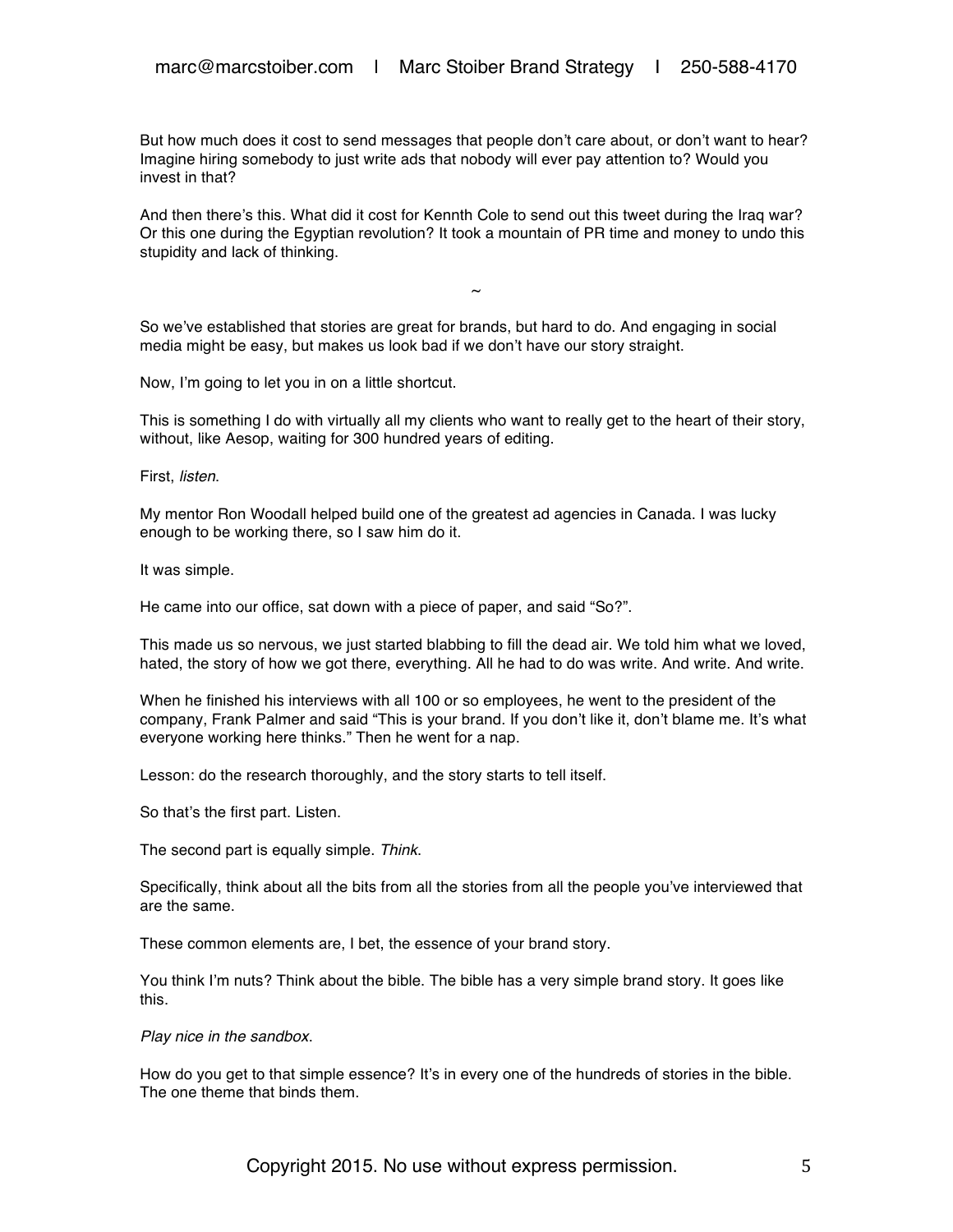But how much does it cost to send messages that people don't care about, or don't want to hear? Imagine hiring somebody to just write ads that nobody will ever pay attention to? Would you invest in that?

And then there's this. What did it cost for Kennth Cole to send out this tweet during the Iraq war? Or this one during the Egyptian revolution? It took a mountain of PR time and money to undo this stupidity and lack of thinking.

~

So we've established that stories are great for brands, but hard to do. And engaging in social media might be easy, but makes us look bad if we don't have our story straight.

Now, I'm going to let you in on a little shortcut.

This is something I do with virtually all my clients who want to really get to the heart of their story, without, like Aesop, waiting for 300 hundred years of editing.

First, *listen*.

My mentor Ron Woodall helped build one of the greatest ad agencies in Canada. I was lucky enough to be working there, so I saw him do it.

It was simple.

He came into our office, sat down with a piece of paper, and said "So?".

This made us so nervous, we just started blabbing to fill the dead air. We told him what we loved, hated, the story of how we got there, everything. All he had to do was write. And write. And write.

When he finished his interviews with all 100 or so employees, he went to the president of the company, Frank Palmer and said "This is your brand. If you don't like it, don't blame me. It's what everyone working here thinks." Then he went for a nap.

Lesson: do the research thoroughly, and the story starts to tell itself.

So that's the first part. Listen.

The second part is equally simple. *Think*.

Specifically, think about all the bits from all the stories from all the people you've interviewed that are the same.

These common elements are, I bet, the essence of your brand story.

You think I'm nuts? Think about the bible. The bible has a very simple brand story. It goes like this.

*Play nice in the sandbox*.

How do you get to that simple essence? It's in every one of the hundreds of stories in the bible. The one theme that binds them.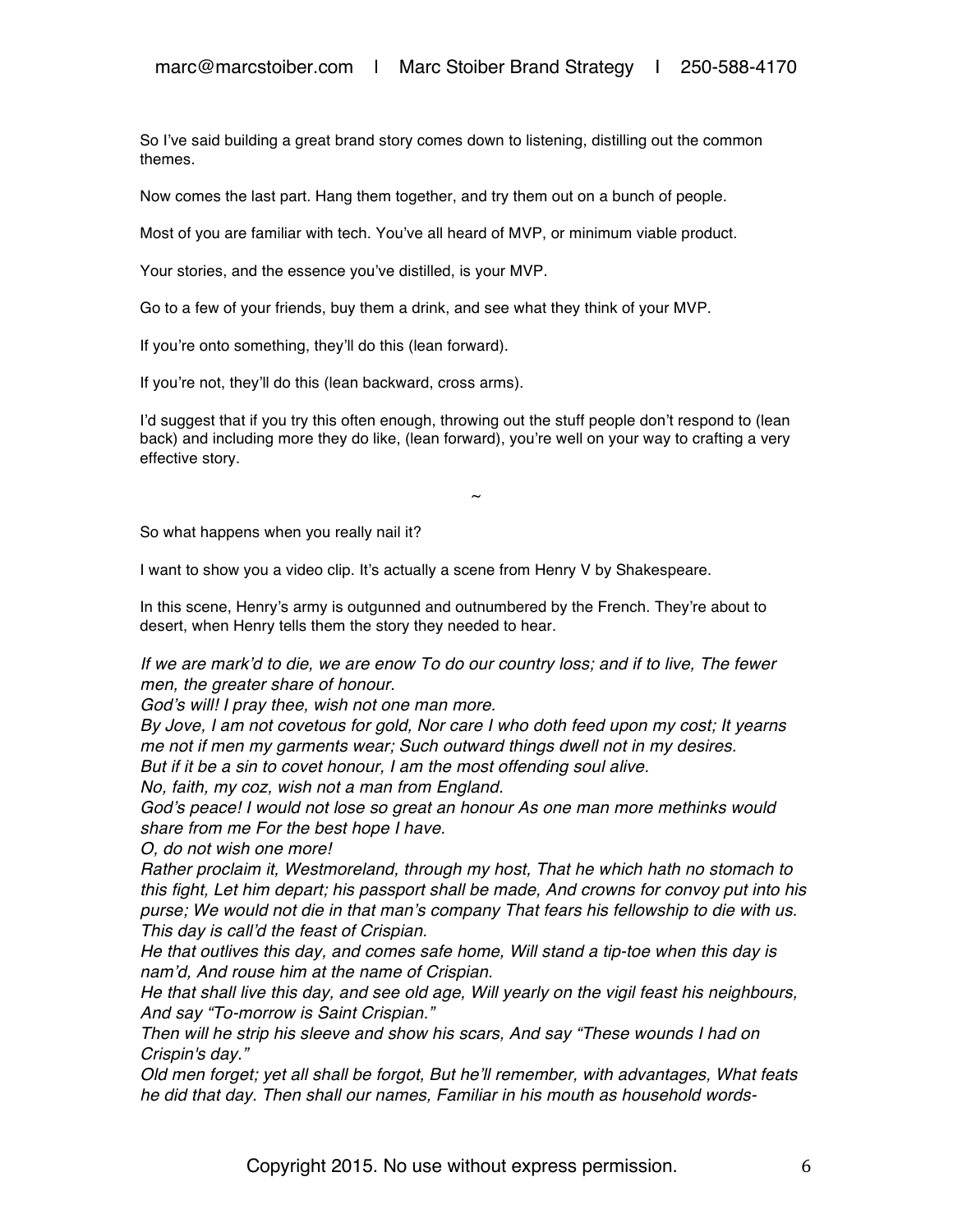So I've said building a great brand story comes down to listening, distilling out the common themes.

Now comes the last part. Hang them together, and try them out on a bunch of people.

Most of you are familiar with tech. You've all heard of MVP, or minimum viable product.

Your stories, and the essence you've distilled, is your MVP.

Go to a few of your friends, buy them a drink, and see what they think of your MVP.

If you're onto something, they'll do this (lean forward).

If you're not, they'll do this (lean backward, cross arms).

I'd suggest that if you try this often enough, throwing out the stuff people don't respond to (lean back) and including more they do like, (lean forward), you're well on your way to crafting a very effective story.

~

So what happens when you really nail it?

I want to show you a video clip. It's actually a scene from Henry V by Shakespeare.

In this scene, Henry's army is outgunned and outnumbered by the French. They're about to desert, when Henry tells them the story they needed to hear.

*If we are mark'd to die, we are enow To do our country loss; and if to live, The fewer men, the greater share of honour.*
*God's will! I pray thee, wish not one man more.*
*By Jove, I am not covetous for gold, Nor care I who doth feed upon my cost; It yearns me not if men my garments wear; Such outward things dwell not in my desires.*
*But if it be a sin to covet honour, I am the most offending soul alive.*
*No, faith, my coz, wish not a man from England.*
*God's peace! I would not lose so great an honour As one man more methinks would share from me For the best hope I have.*
*O, do not wish one more!*
*Rather proclaim it, Westmoreland, through my host, That he which hath no stomach to this fight, Let him depart; his passport shall be made, And crowns for convoy put into his purse; We would not die in that man's company That fears his fellowship to die with us.*
*This day is call'd the feast of Crispian.*
*He that outlives this day, and comes safe home, Will stand a tip-toe when this day is nam'd, And rouse him at the name of Crispian.*
*He that shall live this day, and see old age, Will yearly on the vigil feast his neighbours, And say "To-morrow is Saint Crispian."*
*Then will he strip his sleeve and show his scars, And say "These wounds I had on Crispin's day."*
*Old men forget; yet all shall be forgot, But he'll remember, with advantages, What feats he did that day. Then shall our names, Familiar in his mouth as household words-*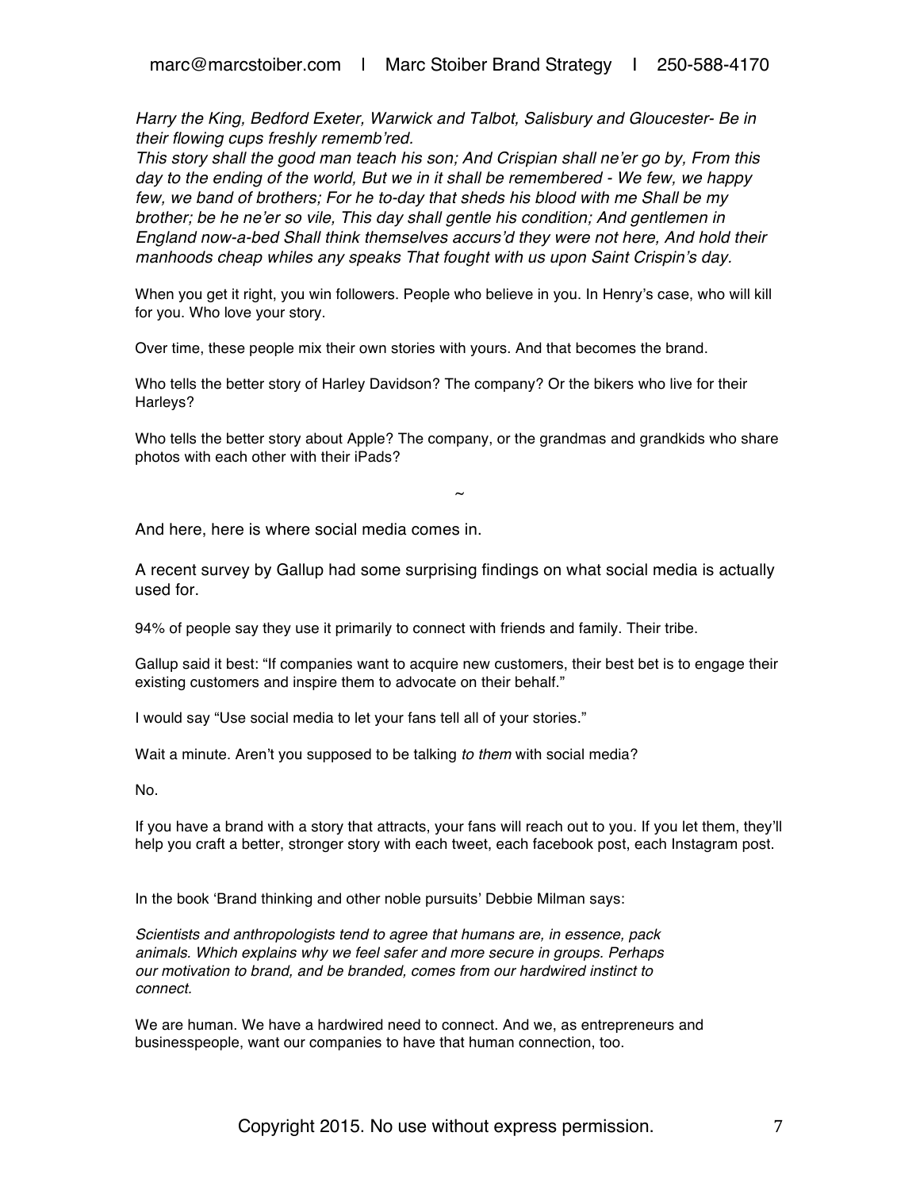*Harry the King, Bedford Exeter, Warwick and Talbot, Salisbury and Gloucester- Be in their flowing cups freshly rememb'red.*
*This story shall the good man teach his son; And Crispian shall ne'er go by, From this day to the ending of the world, But we in it shall be remembered - We few, we happy few, we band of brothers; For he to-day that sheds his blood with me Shall be my brother; be he ne'er so vile, This day shall gentle his condition; And gentlemen in England now-a-bed Shall think themselves accurs'd they were not here, And hold their manhoods cheap whiles any speaks That fought with us upon Saint Crispin's day.*

When you get it right, you win followers. People who believe in you. In Henry's case, who will kill for you. Who love your story.

Over time, these people mix their own stories with yours. And that becomes the brand.

Who tells the better story of Harley Davidson? The company? Or the bikers who live for their Harleys?

Who tells the better story about Apple? The company, or the grandmas and grandkids who share photos with each other with their iPads?

~

And here, here is where social media comes in.

A recent survey by Gallup had some surprising findings on what social media is actually used for.

94% of people say they use it primarily to connect with friends and family. Their tribe.

Gallup said it best: "If companies want to acquire new customers, their best bet is to engage their existing customers and inspire them to advocate on their behalf."

I would say "Use social media to let your fans tell all of your stories."

Wait a minute. Aren't you supposed to be talking *to them* with social media?

No.

If you have a brand with a story that attracts, your fans will reach out to you. If you let them, they'll help you craft a better, stronger story with each tweet, each facebook post, each Instagram post.

In the book 'Brand thinking and other noble pursuits' Debbie Milman says:

*Scientists and anthropologists tend to agree that humans are, in essence, pack animals. Which explains why we feel safer and more secure in groups. Perhaps our motivation to brand, and be branded, comes from our hardwired instinct to connect.*

We are human. We have a hardwired need to connect. And we, as entrepreneurs and businesspeople, want our companies to have that human connection, too.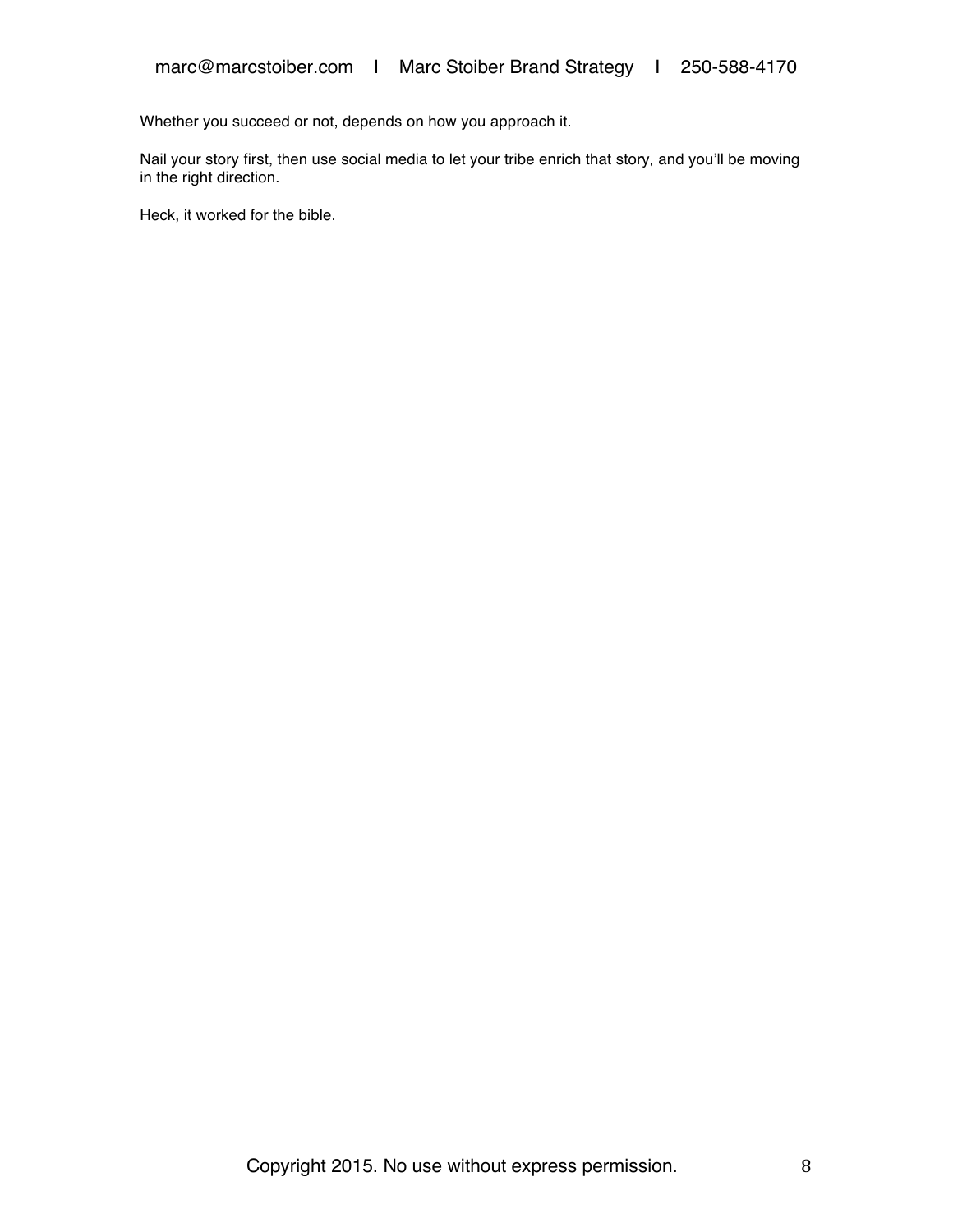Whether you succeed or not, depends on how you approach it.

Nail your story first, then use social media to let your tribe enrich that story, and you'll be moving in the right direction.

Heck, it worked for the bible.